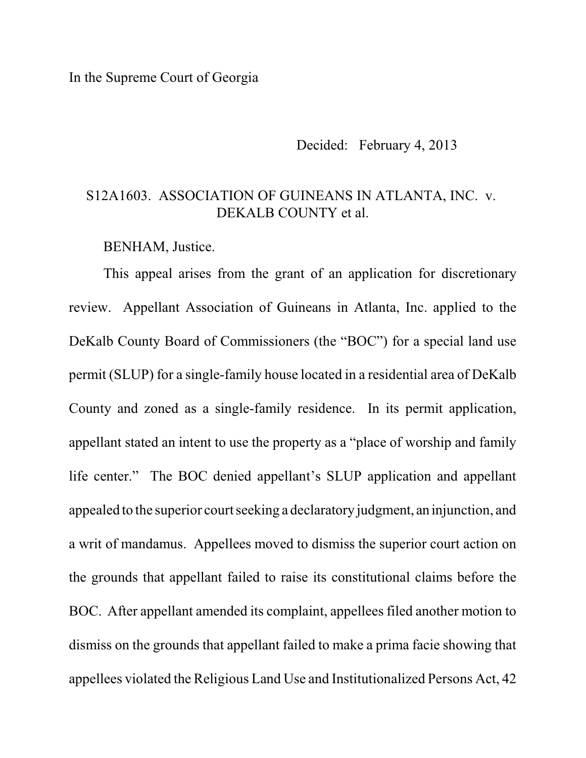In the Supreme Court of Georgia

Decided: February 4, 2013

S12A1603. ASSOCIATION OF GUINEANS IN ATLANTA, INC. v. DEKALB COUNTY et al.

BENHAM, Justice.

This appeal arises from the grant of an application for discretionary review. Appellant Association of Guineans in Atlanta, Inc. applied to the DeKalb County Board of Commissioners (the "BOC") for a special land use permit (SLUP) for a single-family house located in a residential area of DeKalb County and zoned as a single-family residence. In its permit application, appellant stated an intent to use the property as a "place of worship and family life center." The BOC denied appellant's SLUP application and appellant appealed to the superior court seeking a declaratory judgment, an injunction, and a writ of mandamus. Appellees moved to dismiss the superior court action on the grounds that appellant failed to raise its constitutional claims before the BOC. After appellant amended its complaint, appellees filed another motion to dismiss on the grounds that appellant failed to make a prima facie showing that appellees violated the Religious Land Use and Institutionalized Persons Act, 42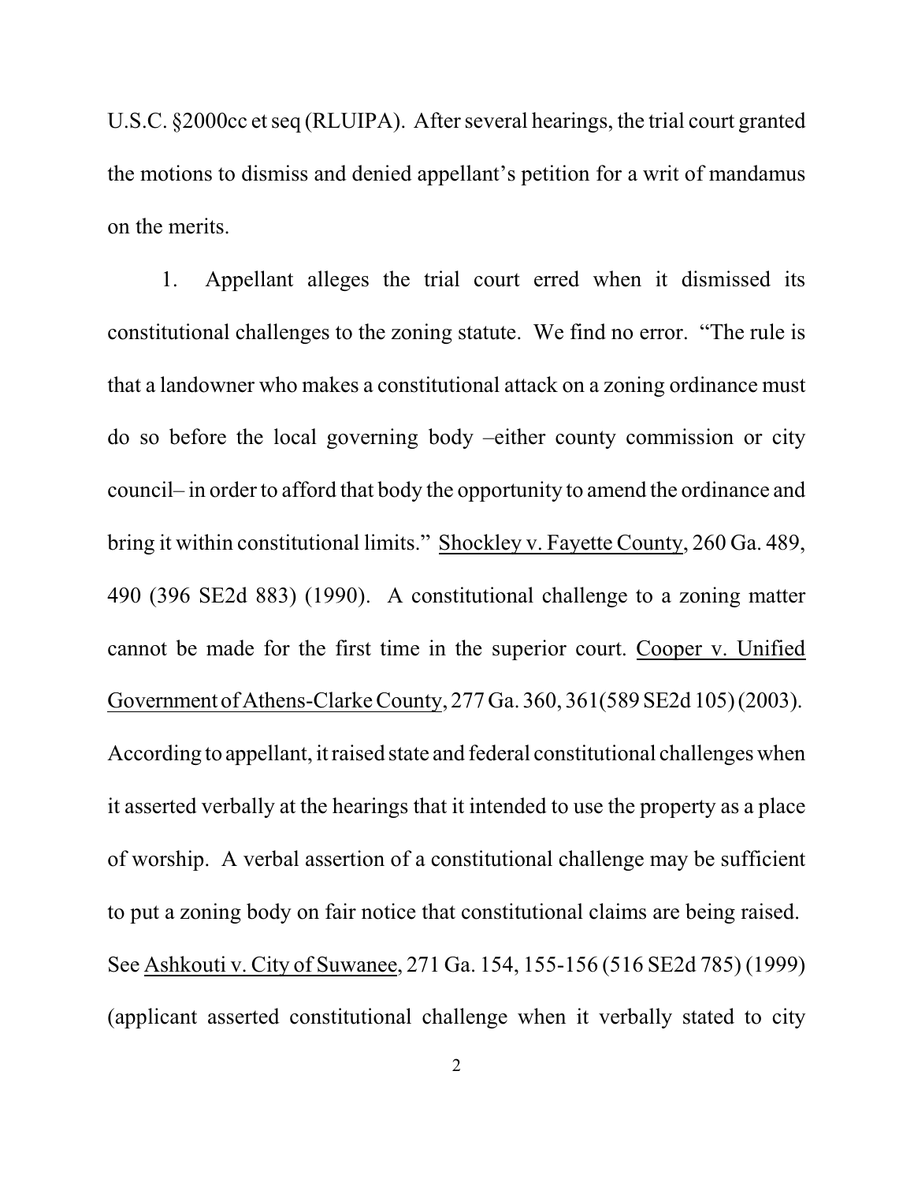U.S.C. §2000cc et seq (RLUIPA). After several hearings, the trial court granted the motions to dismiss and denied appellant's petition for a writ of mandamus on the merits.

1. Appellant alleges the trial court erred when it dismissed its constitutional challenges to the zoning statute. We find no error. "The rule is that a landowner who makes a constitutional attack on a zoning ordinance must do so before the local governing body –either county commission or city council– in order to afford that body the opportunity to amend the ordinance and bring it within constitutional limits." Shockley v. Fayette County, 260 Ga. 489, 490 (396 SE2d 883) (1990). A constitutional challenge to a zoning matter cannot be made for the first time in the superior court. Cooper v. Unified Government of Athens-Clarke County, 277 Ga. 360, 361(589 SE2d 105) (2003). According to appellant, it raised state and federal constitutional challenges when it asserted verbally at the hearings that it intended to use the property as a place of worship. A verbal assertion of a constitutional challenge may be sufficient to put a zoning body on fair notice that constitutional claims are being raised. See Ashkouti v. City of Suwanee, 271 Ga. 154, 155-156 (516 SE2d 785) (1999) (applicant asserted constitutional challenge when it verbally stated to city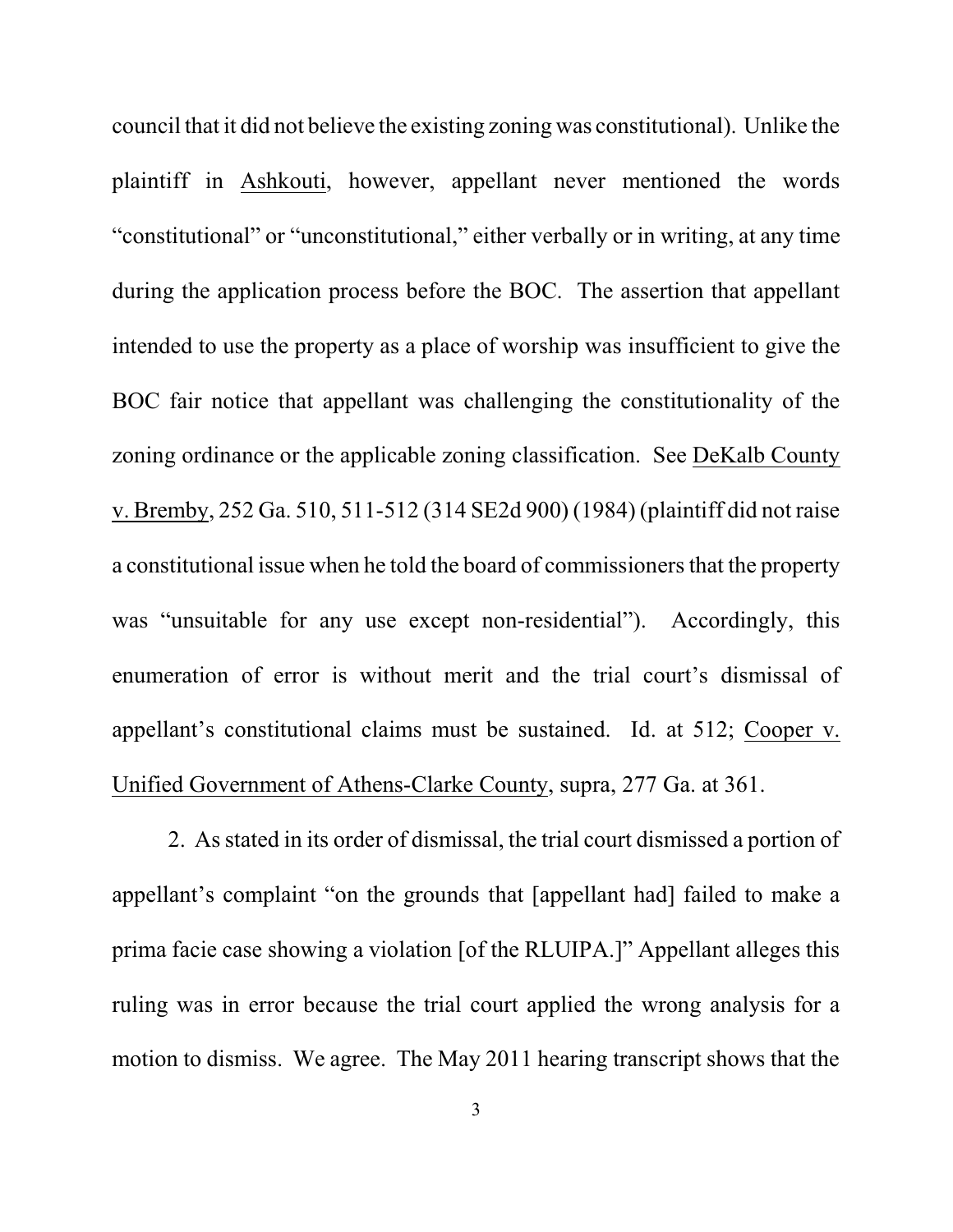council that it did not believe the existing zoning was constitutional). Unlike the plaintiff in Ashkouti, however, appellant never mentioned the words "constitutional" or "unconstitutional," either verbally or in writing, at any time during the application process before the BOC. The assertion that appellant intended to use the property as a place of worship was insufficient to give the BOC fair notice that appellant was challenging the constitutionality of the zoning ordinance or the applicable zoning classification. See DeKalb County v. Bremby, 252 Ga. 510, 511-512 (314 SE2d 900) (1984) (plaintiff did not raise a constitutional issue when he told the board of commissioners that the property was "unsuitable for any use except non-residential"). Accordingly, this enumeration of error is without merit and the trial court's dismissal of appellant's constitutional claims must be sustained. Id. at 512; Cooper v. Unified Government of Athens-Clarke County, supra, 277 Ga. at 361.

2. As stated in its order of dismissal, the trial court dismissed a portion of appellant's complaint "on the grounds that [appellant had] failed to make a prima facie case showing a violation [of the RLUIPA.]" Appellant alleges this ruling was in error because the trial court applied the wrong analysis for a motion to dismiss. We agree. The May 2011 hearing transcript shows that the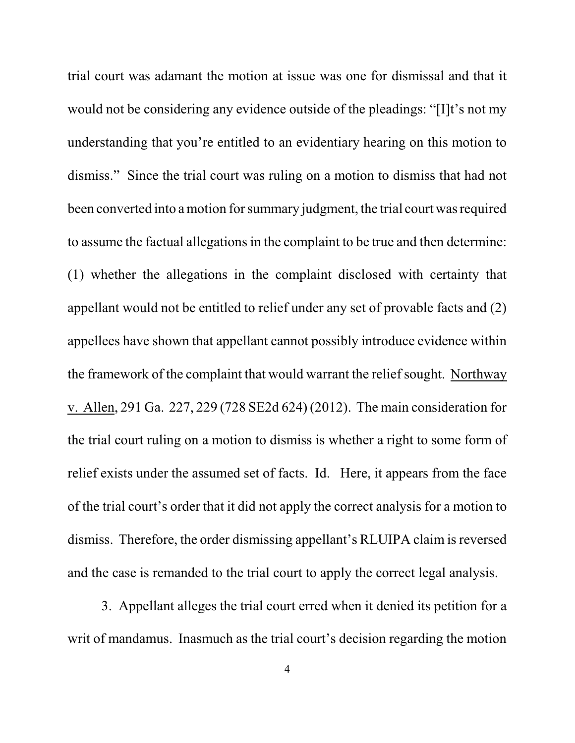trial court was adamant the motion at issue was one for dismissal and that it would not be considering any evidence outside of the pleadings: "[I]t's not my understanding that you're entitled to an evidentiary hearing on this motion to dismiss." Since the trial court was ruling on a motion to dismiss that had not been converted into a motion for summary judgment, the trial court was required to assume the factual allegations in the complaint to be true and then determine: (1) whether the allegations in the complaint disclosed with certainty that appellant would not be entitled to relief under any set of provable facts and (2) appellees have shown that appellant cannot possibly introduce evidence within the framework of the complaint that would warrant the relief sought. Northway v. Allen, 291 Ga. 227, 229 (728 SE2d 624) (2012). The main consideration for the trial court ruling on a motion to dismiss is whether a right to some form of relief exists under the assumed set of facts. Id. Here, it appears from the face of the trial court's order that it did not apply the correct analysis for a motion to dismiss. Therefore, the order dismissing appellant's RLUIPA claim is reversed and the case is remanded to the trial court to apply the correct legal analysis.

3. Appellant alleges the trial court erred when it denied its petition for a writ of mandamus. Inasmuch as the trial court's decision regarding the motion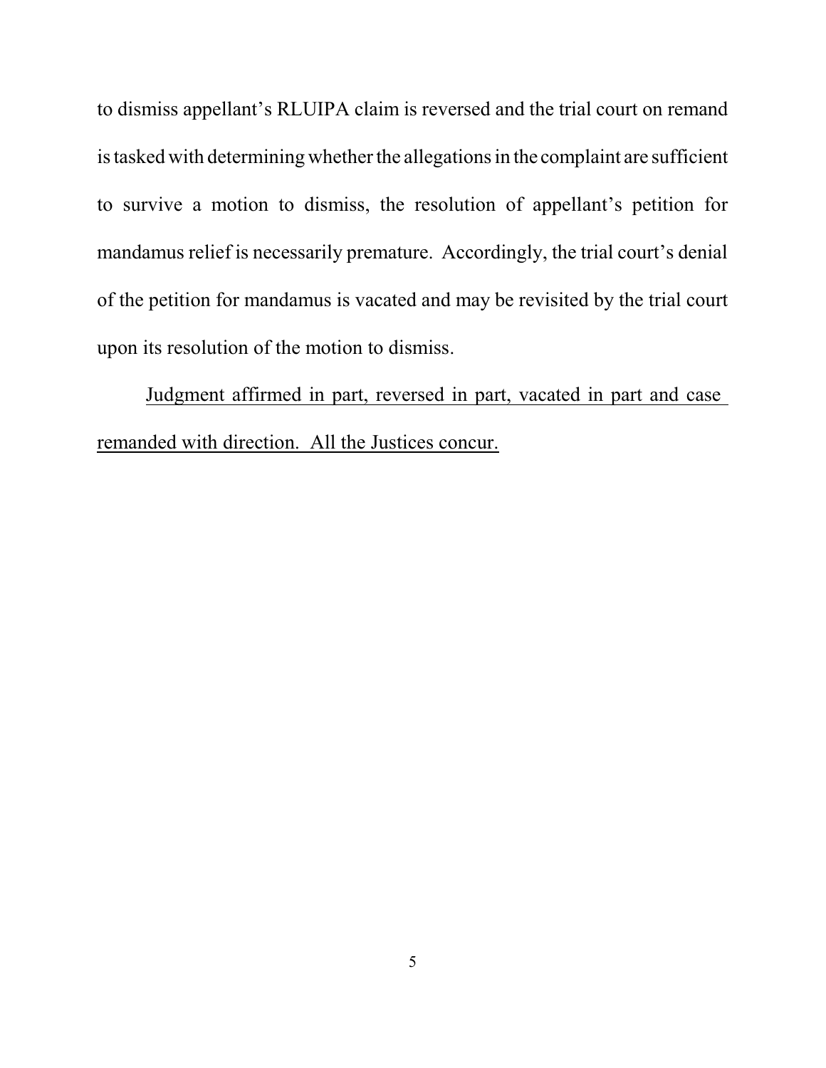to dismiss appellant's RLUIPA claim is reversed and the trial court on remand is tasked with determining whether the allegations in the complaint are sufficient to survive a motion to dismiss, the resolution of appellant's petition for mandamus relief is necessarily premature. Accordingly, the trial court's denial of the petition for mandamus is vacated and may be revisited by the trial court upon its resolution of the motion to dismiss.

<u>Judgment affirmed in part, reversed in part, vacated in part and case remanded with direction. All the Justices concur.</u>